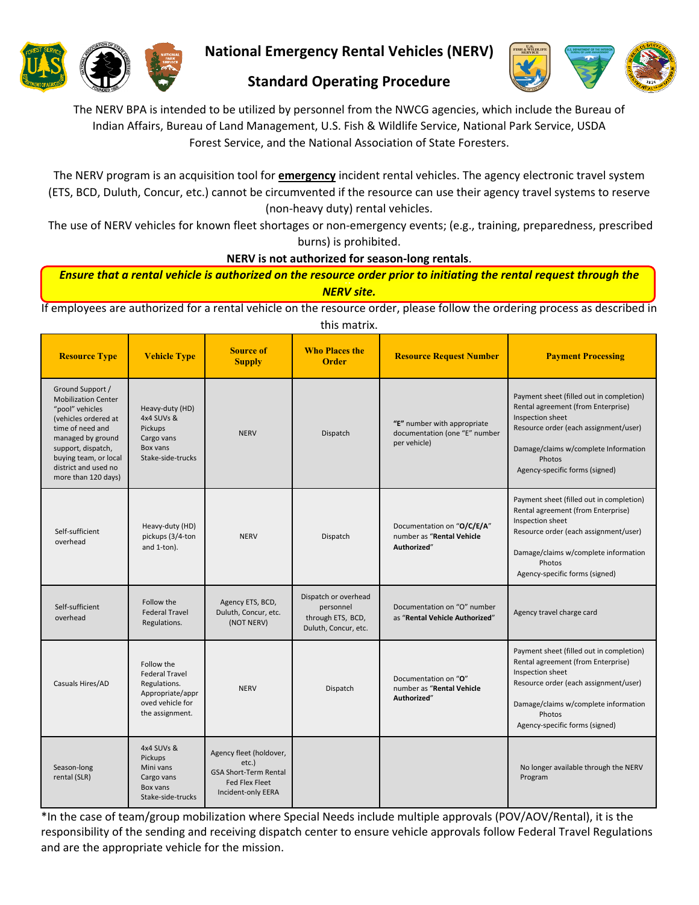# National Emergency Rental Vehicles (NERV)

## Standard Operating Procedure

The NERV BPA is intended to be utilized by personnel from the NWCG agencies, which include the Bureau of Indian Affairs, Bureau of Land Management, U.S. Fish & Wildlife Service, National Park Service, USDA Forest Service, and the National Association of State Foresters.

The NERV program is an acquisition tool for **emergency** incident rental vehicles. The agency electronic travel system (ETS, BCD, Duluth, Concur, etc.) cannot be circumvented if the resource can use their agency travel systems to reserve (non-heavy duty) rental vehicles.

The use of NERV vehicles for known fleet shortages or non-emergency events; (e.g., training, preparedness, prescribed burns) is prohibited.

**NERV is not authorized for season-long rentals**.

***Ensure that a rental vehicle is authorized on the resource order prior to initiating the rental request through the NERV site.***

If employees are authorized for a rental vehicle on the resource order, please follow the ordering process as described in this matrix.

| Resource Type | Vehicle Type | Source of Supply | Who Places the Order | Resource Request Number | Payment Processing |
|---|---|---|---|---|---|
| Ground Support / Mobilization Center "pool" vehicles (vehicles ordered at time of need and managed by ground support, dispatch, buying team, or local district and used no more than 120 days) | Heavy-duty (HD) 4x4 SUVs & Pickups<br>Cargo vans<br>Box vans<br>Stake-side-trucks | NERV | Dispatch | **"E"** number with appropriate documentation (one "E" number per vehicle) | Payment sheet (filled out in completion)<br>Rental agreement (from Enterprise)<br>Inspection sheet<br>Resource order (each assignment/user)<br><br>Damage/claims w/complete Information<br>Photos<br>Agency-specific forms (signed) |
| Self-sufficient overhead | Heavy-duty (HD) pickups (3/4-ton and 1-ton). | NERV | Dispatch | Documentation on "**O/C/E/A**" number as "**Rental Vehicle Authorized**" | Payment sheet (filled out in completion)<br>Rental agreement (from Enterprise)<br>Inspection sheet<br>Resource order (each assignment/user)<br><br>Damage/claims w/complete information<br>Photos<br>Agency-specific forms (signed) |
| Self-sufficient overhead | Follow the Federal Travel Regulations. | Agency ETS, BCD, Duluth, Concur, etc. (NOT NERV) | Dispatch or overhead personnel through ETS, BCD, Duluth, Concur, etc. | Documentation on "O" number as "**Rental Vehicle Authorized**" | Agency travel charge card |
| Casuals Hires/AD | Follow the Federal Travel Regulations. Appropriate/approved vehicle for the assignment. | NERV | Dispatch | Documentation on "**O**" number as "**Rental Vehicle Authorized**" | Payment sheet (filled out in completion)<br>Rental agreement (from Enterprise)<br>Inspection sheet<br>Resource order (each assignment/user)<br><br>Damage/claims w/complete information<br>Photos<br>Agency-specific forms (signed) |
| Season-long rental (SLR) | 4x4 SUVs & Pickups<br>Mini vans<br>Cargo vans<br>Box vans<br>Stake-side-trucks | Agency fleet (holdover, etc.)<br>GSA Short-Term Rental<br>Fed Flex Fleet<br>Incident-only EERA | | | No longer available through the NERV Program |

*In the case of team/group mobilization where Special Needs include multiple approvals (POV/AOV/Rental), it is the responsibility of the sending and receiving dispatch center to ensure vehicle approvals follow Federal Travel Regulations and are the appropriate vehicle for the mission.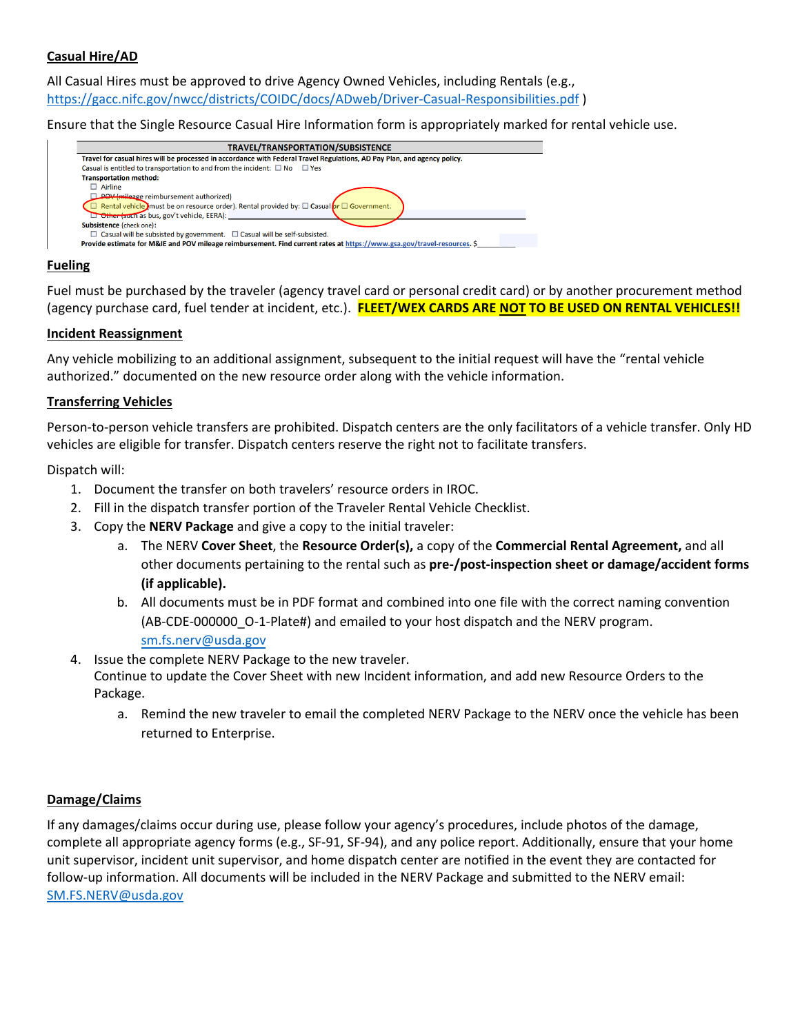**Casual Hire/AD**

All Casual Hires must be approved to drive Agency Owned Vehicles, including Rentals (e.g., https://gacc.nifc.gov/nwcc/districts/COIDC/docs/ADweb/Driver-Casual-Responsibilities.pdf )

Ensure that the Single Resource Casual Hire Information form is appropriately marked for rental vehicle use.

**TRAVEL/TRANSPORTATION/SUBSISTENCE**

**Travel for casual hires will be processed in accordance with Federal Travel Regulations, AD Pay Plan, and agency policy.**

Casual is entitled to transportation to and from the incident: ☐ No ☐ Yes

**Transportation method:**

☐ Airline

☐ POV (mileage reimbursement authorized)

☐ Rental vehicle (must be on resource order). Rental provided by: ☐ Casual or ☐ Government.

☐ Other (such as bus, gov't vehicle, EERA): ___________

**Subsistence** (check one):

☐ Casual will be subsisted by government. ☐ Casual will be self-subsisted.

**Provide estimate for M&IE and POV mileage reimbursement. Find current rates at https://www.gsa.gov/travel-resources.** $________

**Fueling**

Fuel must be purchased by the traveler (agency travel card or personal credit card) or by another procurement method (agency purchase card, fuel tender at incident, etc.). **FLEET/WEX CARDS ARE NOT TO BE USED ON RENTAL VEHICLES!!**

**Incident Reassignment**

Any vehicle mobilizing to an additional assignment, subsequent to the initial request will have the "rental vehicle authorized." documented on the new resource order along with the vehicle information.

**Transferring Vehicles**

Person-to-person vehicle transfers are prohibited. Dispatch centers are the only facilitators of a vehicle transfer. Only HD vehicles are eligible for transfer. Dispatch centers reserve the right not to facilitate transfers.

Dispatch will:

1. Document the transfer on both travelers' resource orders in IROC.
2. Fill in the dispatch transfer portion of the Traveler Rental Vehicle Checklist.
3. Copy the **NERV Package** and give a copy to the initial traveler:
    a. The NERV **Cover Sheet**, the **Resource Order(s),** a copy of the **Commercial Rental Agreement,** and all other documents pertaining to the rental such as **pre-/post-inspection sheet or damage/accident forms (if applicable).**
    b. All documents must be in PDF format and combined into one file with the correct naming convention (AB-CDE-000000_O-1-Plate#) and emailed to your host dispatch and the NERV program. sm.fs.nerv@usda.gov
4. Issue the complete NERV Package to the new traveler.
   Continue to update the Cover Sheet with new Incident information, and add new Resource Orders to the Package.
    a. Remind the new traveler to email the completed NERV Package to the NERV once the vehicle has been returned to Enterprise.

**Damage/Claims**

If any damages/claims occur during use, please follow your agency's procedures, include photos of the damage, complete all appropriate agency forms (e.g., SF-91, SF-94), and any police report. Additionally, ensure that your home unit supervisor, incident unit supervisor, and home dispatch center are notified in the event they are contacted for follow-up information. All documents will be included in the NERV Package and submitted to the NERV email: SM.FS.NERV@usda.gov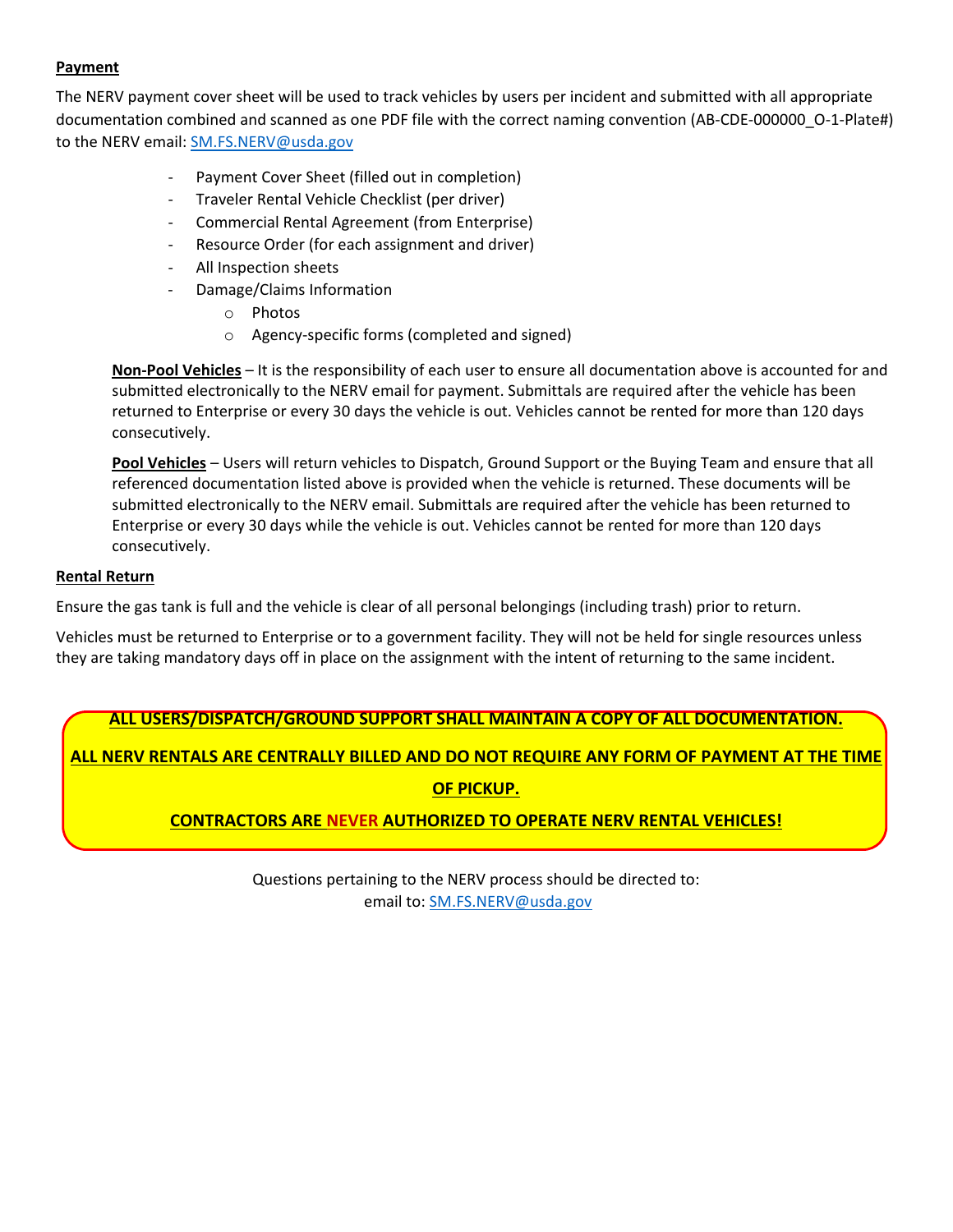**Payment**

The NERV payment cover sheet will be used to track vehicles by users per incident and submitted with all appropriate documentation combined and scanned as one PDF file with the correct naming convention (AB-CDE-000000_O-1-Plate#) to the NERV email: SM.FS.NERV@usda.gov

- Payment Cover Sheet (filled out in completion)
- Traveler Rental Vehicle Checklist (per driver)
- Commercial Rental Agreement (from Enterprise)
- Resource Order (for each assignment and driver)
- All Inspection sheets
- Damage/Claims Information
  - Photos
  - Agency-specific forms (completed and signed)

**Non-Pool Vehicles** – It is the responsibility of each user to ensure all documentation above is accounted for and submitted electronically to the NERV email for payment. Submittals are required after the vehicle has been returned to Enterprise or every 30 days the vehicle is out. Vehicles cannot be rented for more than 120 days consecutively.

**Pool Vehicles** – Users will return vehicles to Dispatch, Ground Support or the Buying Team and ensure that all referenced documentation listed above is provided when the vehicle is returned. These documents will be submitted electronically to the NERV email. Submittals are required after the vehicle has been returned to Enterprise or every 30 days while the vehicle is out. Vehicles cannot be rented for more than 120 days consecutively.

**Rental Return**

Ensure the gas tank is full and the vehicle is clear of all personal belongings (including trash) prior to return.

Vehicles must be returned to Enterprise or to a government facility. They will not be held for single resources unless they are taking mandatory days off in place on the assignment with the intent of returning to the same incident.

**ALL USERS/DISPATCH/GROUND SUPPORT SHALL MAINTAIN A COPY OF ALL DOCUMENTATION.**

**ALL NERV RENTALS ARE CENTRALLY BILLED AND DO NOT REQUIRE ANY FORM OF PAYMENT AT THE TIME OF PICKUP.**

**CONTRACTORS ARE NEVER AUTHORIZED TO OPERATE NERV RENTAL VEHICLES!**

Questions pertaining to the NERV process should be directed to:
email to: SM.FS.NERV@usda.gov